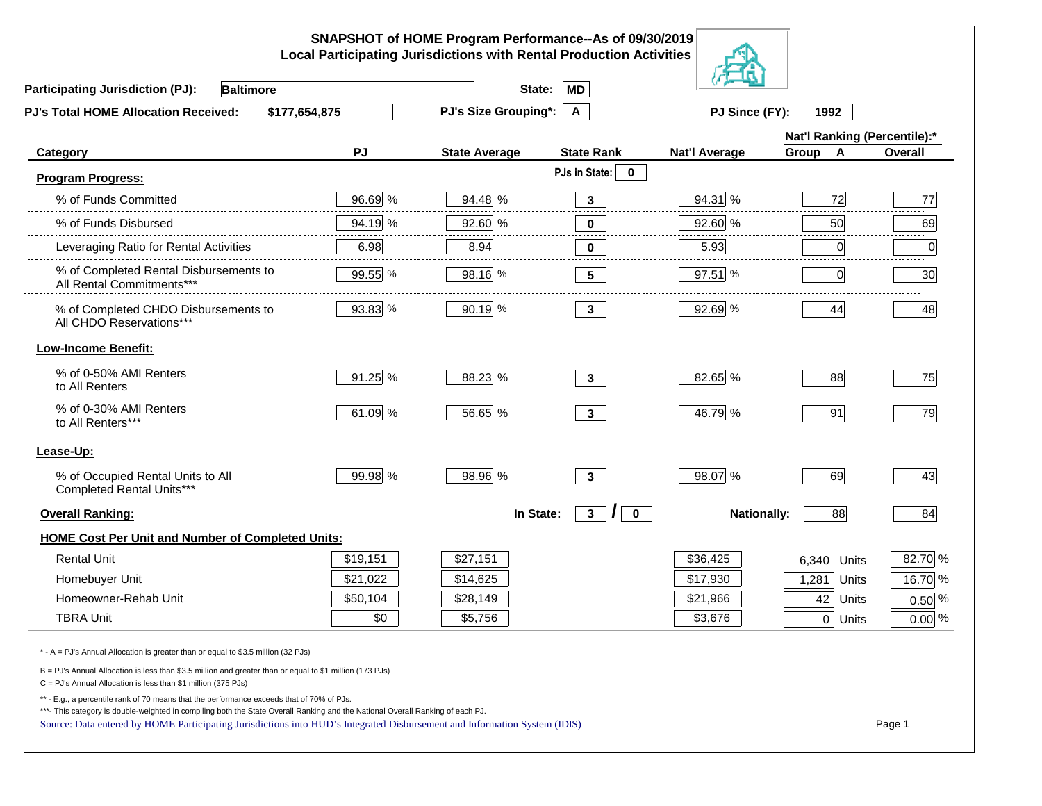## SNAPSHOT of HOME Program Performance--As of 09/30/2019
### Local Participating Jurisdictions with Rental Production Activities

**Participating Jurisdiction (PJ):** Baltimore  **State:** MD

**PJ's Total HOME Allocation Received:** $177,654,875  **PJ's Size Grouping*:** A  **PJ Since (FY):** 1992

| Category | PJ | State Average | State Rank | Nat'l Average | Nat'l Ranking (Percentile):* Group A | Overall |
|---|---|---|---|---|---|---|
| **Program Progress:** | | | PJs in State: 0 | | | |
| % of Funds Committed | 96.69 % | 94.48 % | 3 | 94.31 % | 72 | 77 |
| % of Funds Disbursed | 94.19 % | 92.60 % | 0 | 92.60 % | 50 | 69 |
| Leveraging Ratio for Rental Activities | 6.98 | 8.94 | 0 | 5.93 | 0 | 0 |
| % of Completed Rental Disbursements to All Rental Commitments*** | 99.55 % | 98.16 % | 5 | 97.51 % | 0 | 30 |
| % of Completed CHDO Disbursements to All CHDO Reservations*** | 93.83 % | 90.19 % | 3 | 92.69 % | 44 | 48 |
| **Low-Income Benefit:** | | | | | | |
| % of 0-50% AMI Renters to All Renters | 91.25 % | 88.23 % | 3 | 82.65 % | 88 | 75 |
| % of 0-30% AMI Renters to All Renters*** | 61.09 % | 56.65 % | 3 | 46.79 % | 91 | 79 |
| **Lease-Up:** | | | | | | |
| % of Occupied Rental Units to All Completed Rental Units*** | 99.98 % | 98.96 % | 3 | 98.07 % | 69 | 43 |
| **Overall Ranking:** | | In State: | 3 / 0 | Nationally: | 88 | 84 |

**HOME Cost Per Unit and Number of Completed Units:**

| | PJ | State Average | Nat'l Average | Units | % |
|---|---|---|---|---|---|
| Rental Unit | $19,151 | $27,151 | $36,425 | 6,340 Units | 82.70 % |
| Homebuyer Unit | $21,022 | $14,625 | $17,930 | 1,281 Units | 16.70 % |
| Homeowner-Rehab Unit | $50,104 | $28,149 | $21,966 | 42 Units | 0.50 % |
| TBRA Unit | $0 | $5,756 | $3,676 | 0 Units | 0.00 % |

\* - A = PJ's Annual Allocation is greater than or equal to $3.5 million (32 PJs)

B = PJ's Annual Allocation is less than $3.5 million and greater than or equal to $1 million (173 PJs)

C = PJ's Annual Allocation is less than $1 million (375 PJs)

\*\* - E.g., a percentile rank of 70 means that the performance exceeds that of 70% of PJs.

\*\*\*- This category is double-weighted in compiling both the State Overall Ranking and the National Overall Ranking of each PJ.

Source: Data entered by HOME Participating Jurisdictions into HUD's Integrated Disbursement and Information System (IDIS)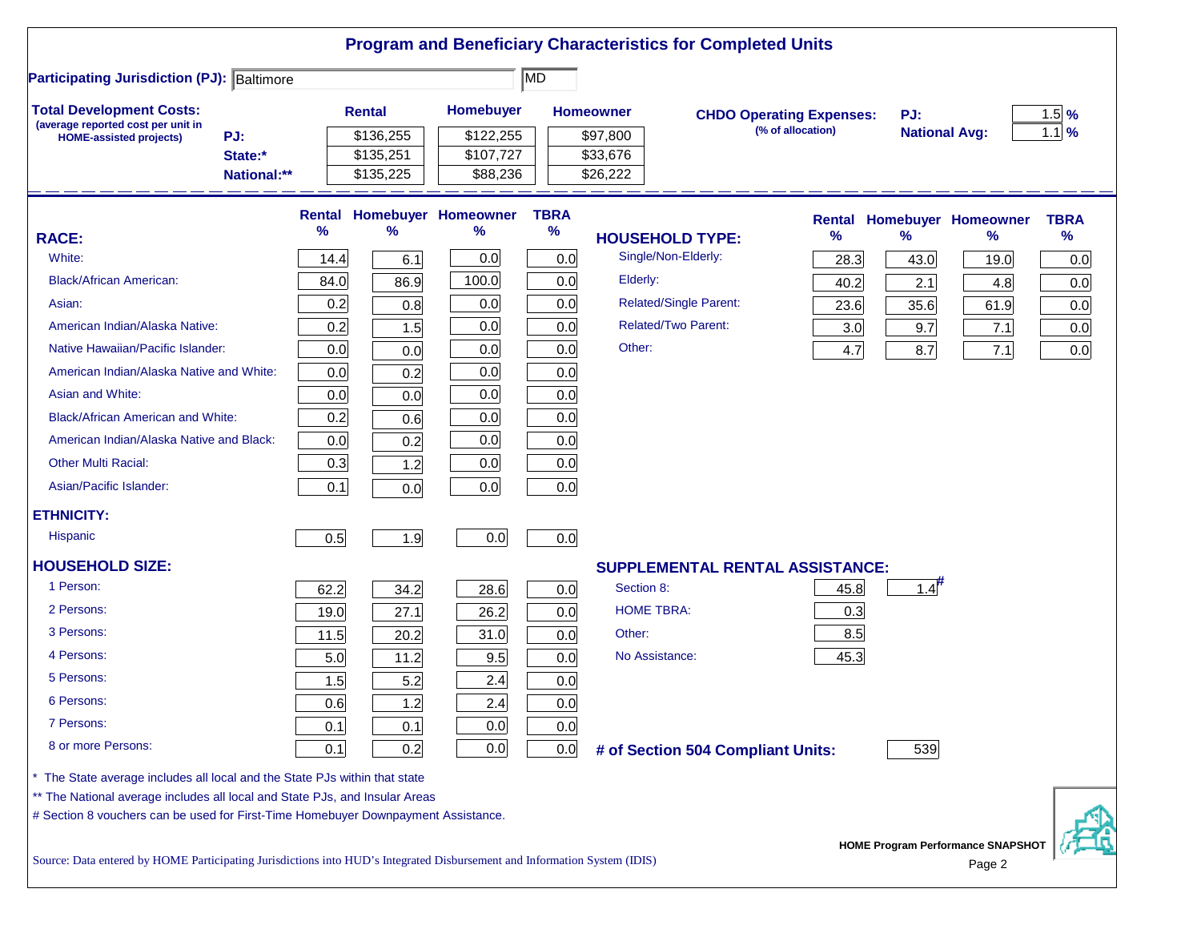# Program and Beneficiary Characteristics for Completed Units

**Participating Jurisdiction (PJ):** Baltimore MD

**Total Development Costs:** (average reported cost per unit in HOME-assisted projects)

| | Rental | Homebuyer | Homeowner |
|---|---|---|---|
| PJ: | $136,255 | $122,255 | $97,800 |
| State:* | $135,251 | $107,727 | $33,676 |
| National:** | $135,225 | $88,236 | $26,222 |

**CHDO Operating Expenses:** (% of allocation)

| | |
|---|---|
| PJ: | 1.5 % |
| National Avg: | 1.1 % |

| RACE: | Rental % | Homebuyer % | Homeowner % | TBRA % |
|---|---|---|---|---|
| White: | 14.4 | 6.1 | 0.0 | 0.0 |
| Black/African American: | 84.0 | 86.9 | 100.0 | 0.0 |
| Asian: | 0.2 | 0.8 | 0.0 | 0.0 |
| American Indian/Alaska Native: | 0.2 | 1.5 | 0.0 | 0.0 |
| Native Hawaiian/Pacific Islander: | 0.0 | 0.0 | 0.0 | 0.0 |
| American Indian/Alaska Native and White: | 0.0 | 0.2 | 0.0 | 0.0 |
| Asian and White: | 0.0 | 0.0 | 0.0 | 0.0 |
| Black/African American and White: | 0.2 | 0.6 | 0.0 | 0.0 |
| American Indian/Alaska Native and Black: | 0.0 | 0.2 | 0.0 | 0.0 |
| Other Multi Racial: | 0.3 | 1.2 | 0.0 | 0.0 |
| Asian/Pacific Islander: | 0.1 | 0.0 | 0.0 | 0.0 |
| **ETHNICITY:** | | | | |
| Hispanic | 0.5 | 1.9 | 0.0 | 0.0 |
| **HOUSEHOLD SIZE:** | | | | |
| 1 Person: | 62.2 | 34.2 | 28.6 | 0.0 |
| 2 Persons: | 19.0 | 27.1 | 26.2 | 0.0 |
| 3 Persons: | 11.5 | 20.2 | 31.0 | 0.0 |
| 4 Persons: | 5.0 | 11.2 | 9.5 | 0.0 |
| 5 Persons: | 1.5 | 5.2 | 2.4 | 0.0 |
| 6 Persons: | 0.6 | 1.2 | 2.4 | 0.0 |
| 7 Persons: | 0.1 | 0.1 | 0.0 | 0.0 |
| 8 or more Persons: | 0.1 | 0.2 | 0.0 | 0.0 |

| HOUSEHOLD TYPE: | Rental % | Homebuyer % | Homeowner % | TBRA % |
|---|---|---|---|---|
| Single/Non-Elderly: | 28.3 | 43.0 | 19.0 | 0.0 |
| Elderly: | 40.2 | 2.1 | 4.8 | 0.0 |
| Related/Single Parent: | 23.6 | 35.6 | 61.9 | 0.0 |
| Related/Two Parent: | 3.0 | 9.7 | 7.1 | 0.0 |
| Other: | 4.7 | 8.7 | 7.1 | 0.0 |

| SUPPLEMENTAL RENTAL ASSISTANCE: | Rental | Homebuyer |
|---|---|---|
| Section 8: | 45.8 | 1.4# |
| HOME TBRA: | 0.3 | |
| Other: | 8.5 | |
| No Assistance: | 45.3 | |

**# of Section 504 Compliant Units:** 539

\* The State average includes all local and the State PJs within that state

\*\* The National average includes all local and State PJs, and Insular Areas

\# Section 8 vouchers can be used for First-Time Homebuyer Downpayment Assistance.

Source: Data entered by HOME Participating Jurisdictions into HUD's Integrated Disbursement and Information System (IDIS)

HOME Program Performance SNAPSHOT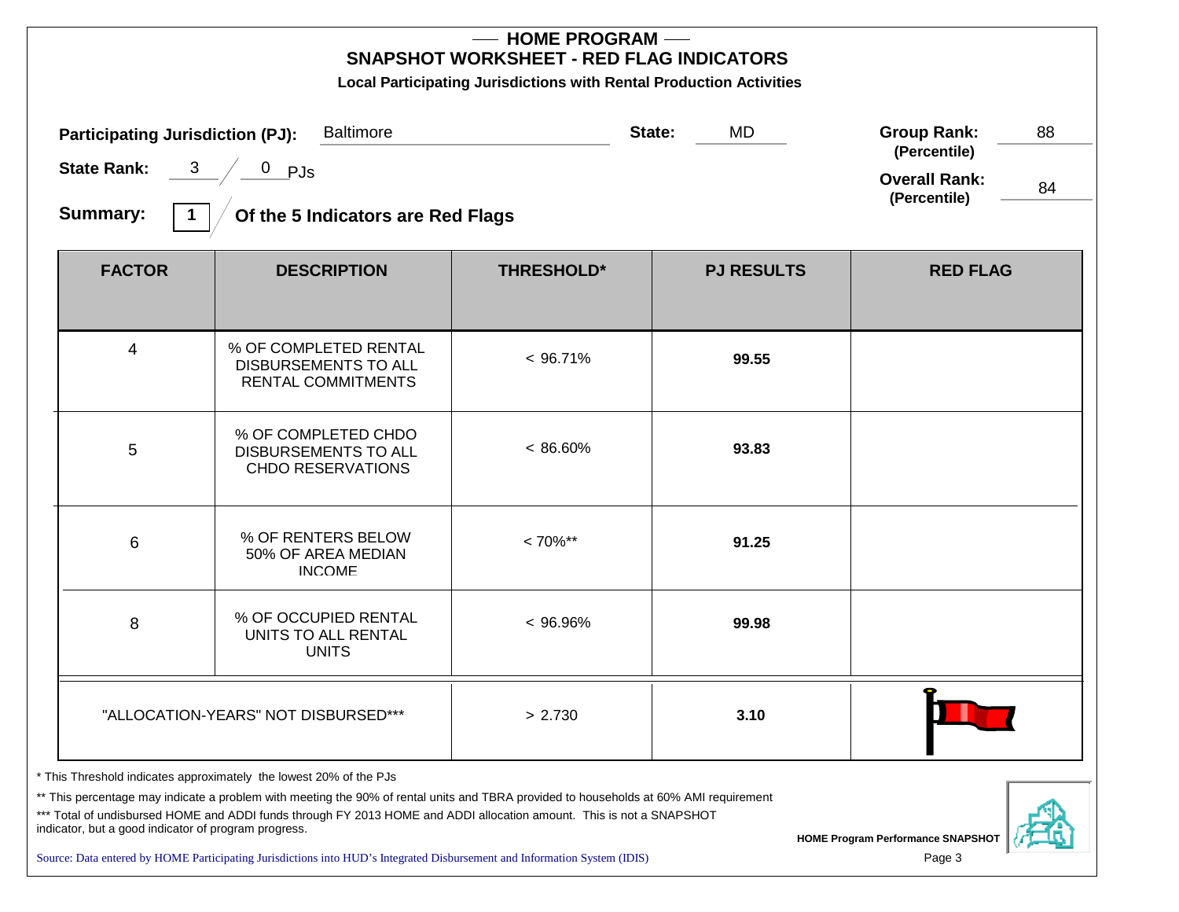# HOME PROGRAM

## SNAPSHOT WORKSHEET - RED FLAG INDICATORS

**Local Participating Jurisdictions with Rental Production Activities**

**Participating Jurisdiction (PJ):** Baltimore **State:** MD **Group Rank:** 88 **(Percentile)**

**State Rank:** 3 / 0 PJs **Overall Rank:** 84 **(Percentile)**

**Summary:** 1 **Of the 5 Indicators are Red Flags**

| FACTOR | DESCRIPTION | THRESHOLD* | PJ RESULTS | RED FLAG |
|---|---|---|---|---|
| 4 | % OF COMPLETED RENTAL DISBURSEMENTS TO ALL RENTAL COMMITMENTS | < 96.71% | **99.55** | |
| 5 | % OF COMPLETED CHDO DISBURSEMENTS TO ALL CHDO RESERVATIONS | < 86.60% | **93.83** | |
| 6 | % OF RENTERS BELOW 50% OF AREA MEDIAN INCOME | < 70%** | **91.25** | |
| 8 | % OF OCCUPIED RENTAL UNITS TO ALL RENTAL UNITS | < 96.96% | **99.98** | |
| "ALLOCATION-YEARS" NOT DISBURSED*** | | > 2.730 | **3.10** | Red Flag |

\* This Threshold indicates approximately the lowest 20% of the PJs

** This percentage may indicate a problem with meeting the 90% of rental units and TBRA provided to households at 60% AMI requirement

*** Total of undisbursed HOME and ADDI funds through FY 2013 HOME and ADDI allocation amount. This is not a SNAPSHOT indicator, but a good indicator of program progress.

Source: Data entered by HOME Participating Jurisdictions into HUD's Integrated Disbursement and Information System (IDIS)